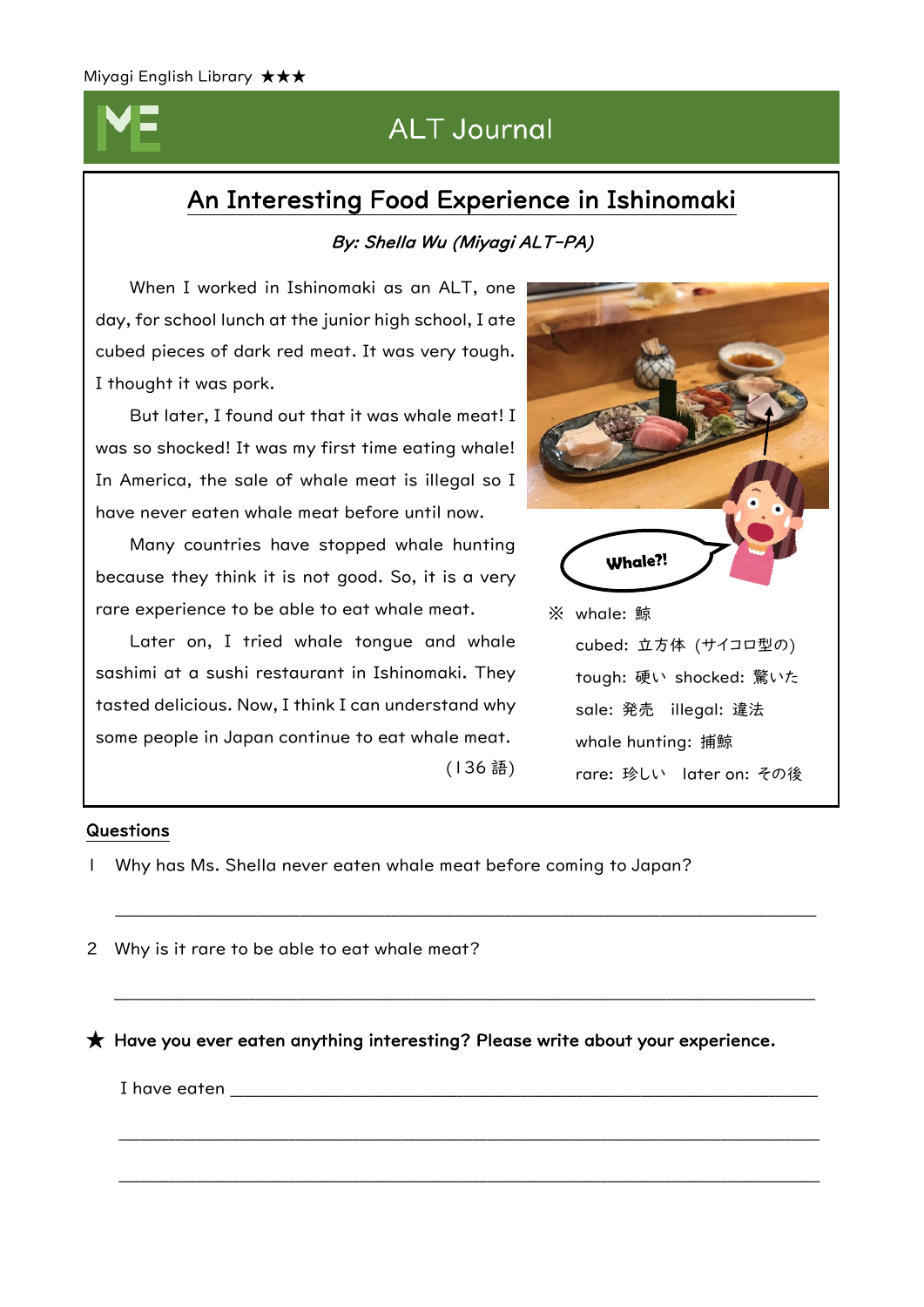Miyagi English Library ★★★

# ALT Journal

## An Interesting Food Experience in Ishinomaki

***By: Shella Wu (Miyagi ALT-PA)***

When I worked in Ishinomaki as an ALT, one day, for school lunch at the junior high school, I ate cubed pieces of dark red meat. It was very tough. I thought it was pork.

But later, I found out that it was whale meat! I was so shocked! It was my first time eating whale! In America, the sale of whale meat is illegal so I have never eaten whale meat before until now.

Many countries have stopped whale hunting because they think it is not good. So, it is a very rare experience to be able to eat whale meat.

Later on, I tried whale tongue and whale sashimi at a sushi restaurant in Ishinomaki. They tasted delicious. Now, I think I can understand why some people in Japan continue to eat whale meat.

(136 語)

※ whale: 鯨
cubed: 立方体（サイコロ型の）
tough: 硬い　shocked: 驚いた
sale: 発売　illegal: 違法
whale hunting: 捕鯨
rare: 珍しい　later on: その後

### Questions

1 Why has Ms. Shella never eaten whale meat before coming to Japan?

\_\_\_\_\_\_\_\_\_\_\_\_\_\_\_\_\_\_\_\_\_\_\_\_\_\_\_\_\_\_\_\_\_\_\_\_\_\_\_\_\_\_\_\_\_\_\_\_\_\_\_\_\_\_\_\_\_\_\_\_

2 Why is it rare to be able to eat whale meat?

\_\_\_\_\_\_\_\_\_\_\_\_\_\_\_\_\_\_\_\_\_\_\_\_\_\_\_\_\_\_\_\_\_\_\_\_\_\_\_\_\_\_\_\_\_\_\_\_\_\_\_\_\_\_\_\_\_\_\_\_

**★ Have you ever eaten anything interesting? Please write about your experience.**

I have eaten \_\_\_\_\_\_\_\_\_\_\_\_\_\_\_\_\_\_\_\_\_\_\_\_\_\_\_\_\_\_\_\_\_\_\_\_\_\_\_\_\_\_\_\_\_\_\_\_\_\_\_\_

\_\_\_\_\_\_\_\_\_\_\_\_\_\_\_\_\_\_\_\_\_\_\_\_\_\_\_\_\_\_\_\_\_\_\_\_\_\_\_\_\_\_\_\_\_\_\_\_\_\_\_\_\_\_\_\_\_\_\_\_

\_\_\_\_\_\_\_\_\_\_\_\_\_\_\_\_\_\_\_\_\_\_\_\_\_\_\_\_\_\_\_\_\_\_\_\_\_\_\_\_\_\_\_\_\_\_\_\_\_\_\_\_\_\_\_\_\_\_\_\_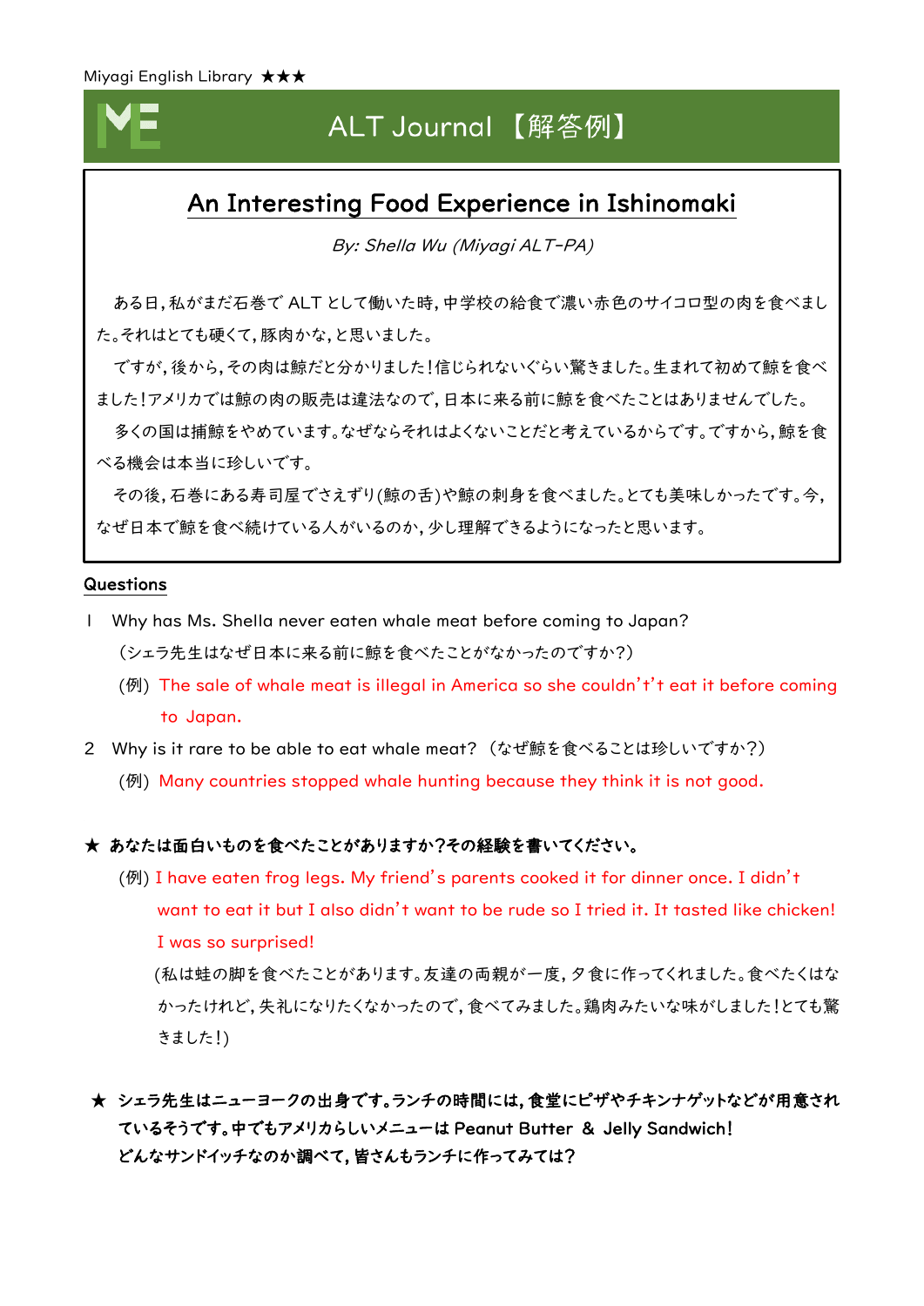Miyagi English Library ★★★

# ALT Journal 【解答例】

## An Interesting Food Experience in Ishinomaki

*By: Shella Wu (Miyagi ALT-PA)*

ある日，私がまだ石巻で ALT として働いた時，中学校の給食で濃い赤色のサイコロ型の肉を食べました。それはとても硬くて，豚肉かな，と思いました。

ですが，後から，その肉は鯨だと分かりました！信じられないぐらい驚きました。生まれて初めて鯨を食べました！アメリカでは鯨の肉の販売は違法なので，日本に来る前に鯨を食べたことはありませんでした。

多くの国は捕鯨をやめています。なぜならそれはよくないことだと考えているからです。ですから，鯨を食べる機会は本当に珍しいです。

その後，石巻にある寿司屋でさえずり（鯨の舌）や鯨の刺身を食べました。とても美味しかったです。今，なぜ日本で鯨を食べ続けている人がいるのか，少し理解できるようになったと思います。

### Questions

1 Why has Ms. Shella never eaten whale meat before coming to Japan?
（シェラ先生はなぜ日本に来る前に鯨を食べたことがなかったのですか？）
（例）The sale of whale meat is illegal in America so she couldn't't eat it before coming to Japan.

2 Why is it rare to be able to eat whale meat? （なぜ鯨を食べることは珍しいですか？）
（例）Many countries stopped whale hunting because they think it is not good.

**★ あなたは面白いものを食べたことがありますか？その経験を書いてください。**

（例）I have eaten frog legs. My friend's parents cooked it for dinner once. I didn't want to eat it but I also didn't want to be rude so I tried it. It tasted like chicken! I was so surprised!

（私は蛙の脚を食べたことがあります。友達の両親が一度，夕食に作ってくれました。食べたくはなかったけれど，失礼になりたくなかったので，食べてみました。鶏肉みたいな味がしました！とても驚きました！）

**★ シェラ先生はニューヨークの出身です。ランチの時間には，食堂にピザやチキンナゲットなどが用意されているそうです。中でもアメリカらしいメニューは Peanut Butter ＆ Jelly Sandwich!**
**どんなサンドイッチなのか調べて，皆さんもランチに作ってみては？**